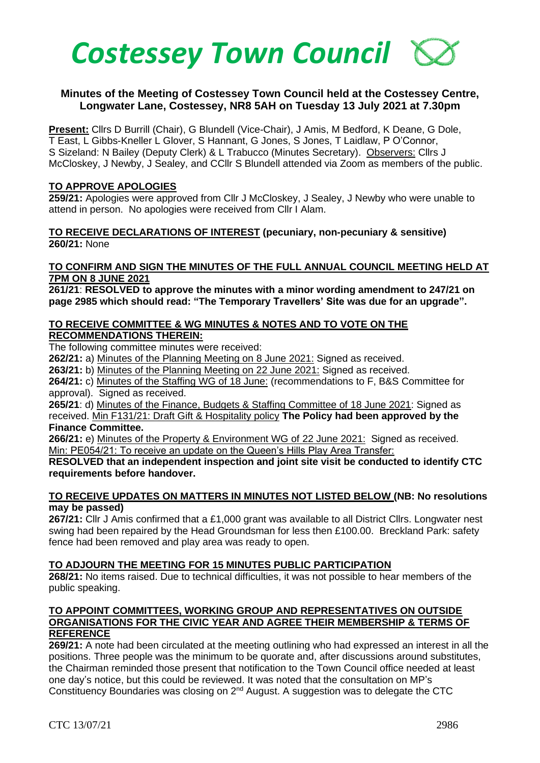# *Costessey Town Council*

**Minutes of the Meeting of Costessey Town Council held at the Costessey Centre, Longwater Lane, Costessey, NR8 5AH on Tuesday 13 July 2021 at 7.30pm**

**Present:** Cllrs D Burrill (Chair), G Blundell (Vice-Chair), J Amis, M Bedford, K Deane, G Dole, T East, L Gibbs-Kneller L Glover, S Hannant, G Jones, S Jones, T Laidlaw, P O'Connor, S Sizeland: N Bailey (Deputy Clerk) & L Trabucco (Minutes Secretary). Observers: Cllrs J McCloskey, J Newby, J Sealey, and CCllr S Blundell attended via Zoom as members of the public.

**TO APPROVE APOLOGIES**

**259/21:** Apologies were approved from Cllr J McCloskey, J Sealey, J Newby who were unable to attend in person. No apologies were received from Cllr I Alam.

**TO RECEIVE DECLARATIONS OF INTEREST (pecuniary, non-pecuniary & sensitive)**

**260/21:** None

**TO CONFIRM AND SIGN THE MINUTES OF THE FULL ANNUAL COUNCIL MEETING HELD AT 7PM ON 8 JUNE 2021**

**261/21**: **RESOLVED to approve the minutes with a minor wording amendment to 247/21 on page 2985 which should read: "The Temporary Travellers' Site was due for an upgrade".**

**TO RECEIVE COMMITTEE & WG MINUTES & NOTES AND TO VOTE ON THE RECOMMENDATIONS THEREIN:**

The following committee minutes were received:

**262/21:** a) Minutes of the Planning Meeting on 8 June 2021: Signed as received.

**263/21:** b) Minutes of the Planning Meeting on 22 June 2021: Signed as received.

**264/21:** c) Minutes of the Staffing WG of 18 June: (recommendations to F, B&S Committee for approval). Signed as received.

**265/21**: d) Minutes of the Finance, Budgets & Staffing Committee of 18 June 2021: Signed as received. Min F131/21: Draft Gift & Hospitality policy **The Policy had been approved by the Finance Committee.**

**266/21:** e) Minutes of the Property & Environment WG of 22 June 2021: Signed as received. Min: PE054/21: To receive an update on the Queen's Hills Play Area Transfer:

**RESOLVED that an independent inspection and joint site visit be conducted to identify CTC requirements before handover.**

**TO RECEIVE UPDATES ON MATTERS IN MINUTES NOT LISTED BELOW (NB: No resolutions may be passed)**

**267/21:** Cllr J Amis confirmed that a £1,000 grant was available to all District Cllrs. Longwater nest swing had been repaired by the Head Groundsman for less then £100.00. Breckland Park: safety fence had been removed and play area was ready to open.

**TO ADJOURN THE MEETING FOR 15 MINUTES PUBLIC PARTICIPATION**

**268/21:** No items raised. Due to technical difficulties, it was not possible to hear members of the public speaking.

**TO APPOINT COMMITTEES, WORKING GROUP AND REPRESENTATIVES ON OUTSIDE ORGANISATIONS FOR THE CIVIC YEAR AND AGREE THEIR MEMBERSHIP & TERMS OF REFERENCE**

**269/21:** A note had been circulated at the meeting outlining who had expressed an interest in all the positions. Three people was the minimum to be quorate and, after discussions around substitutes, the Chairman reminded those present that notification to the Town Council office needed at least one day's notice, but this could be reviewed. It was noted that the consultation on MP's Constituency Boundaries was closing on 2nd August. A suggestion was to delegate the CTC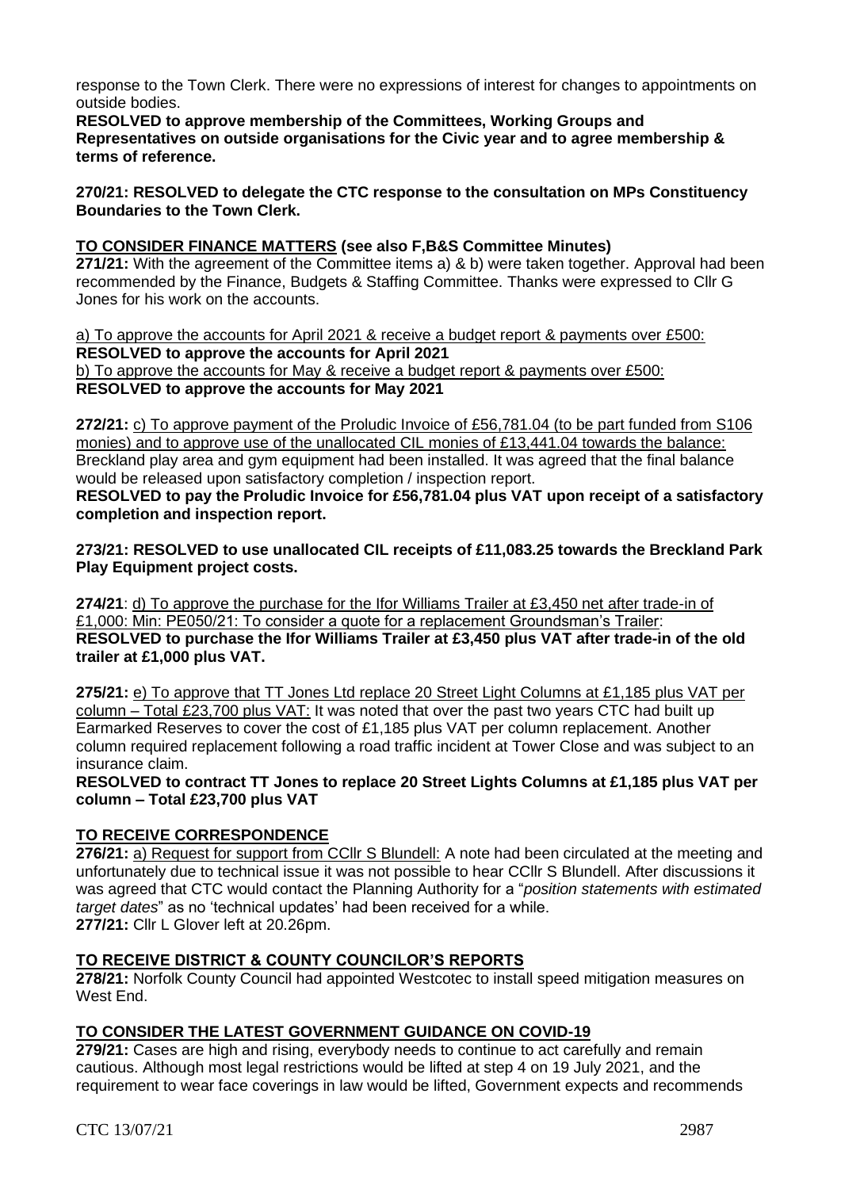response to the Town Clerk. There were no expressions of interest for changes to appointments on outside bodies.

**RESOLVED to approve membership of the Committees, Working Groups and Representatives on outside organisations for the Civic year and to agree membership & terms of reference.**

**270/21: RESOLVED to delegate the CTC response to the consultation on MPs Constituency Boundaries to the Town Clerk.**

**TO CONSIDER FINANCE MATTERS (see also F,B&S Committee Minutes)**

**271/21:** With the agreement of the Committee items a) & b) were taken together. Approval had been recommended by the Finance, Budgets & Staffing Committee. Thanks were expressed to Cllr G Jones for his work on the accounts.

a) To approve the accounts for April 2021 & receive a budget report & payments over £500:
**RESOLVED to approve the accounts for April 2021**
b) To approve the accounts for May & receive a budget report & payments over £500:
**RESOLVED to approve the accounts for May 2021**

**272/21:** c) To approve payment of the Proludic Invoice of £56,781.04 (to be part funded from S106 monies) and to approve use of the unallocated CIL monies of £13,441.04 towards the balance: Breckland play area and gym equipment had been installed. It was agreed that the final balance would be released upon satisfactory completion / inspection report.

**RESOLVED to pay the Proludic Invoice for £56,781.04 plus VAT upon receipt of a satisfactory completion and inspection report.**

**273/21: RESOLVED to use unallocated CIL receipts of £11,083.25 towards the Breckland Park Play Equipment project costs.**

**274/21**: d) To approve the purchase for the Ifor Williams Trailer at £3,450 net after trade-in of £1,000: Min: PE050/21: To consider a quote for a replacement Groundsman's Trailer:
**RESOLVED to purchase the Ifor Williams Trailer at £3,450 plus VAT after trade-in of the old trailer at £1,000 plus VAT.**

**275/21:** e) To approve that TT Jones Ltd replace 20 Street Light Columns at £1,185 plus VAT per column – Total £23,700 plus VAT: It was noted that over the past two years CTC had built up Earmarked Reserves to cover the cost of £1,185 plus VAT per column replacement. Another column required replacement following a road traffic incident at Tower Close and was subject to an insurance claim.

**RESOLVED to contract TT Jones to replace 20 Street Lights Columns at £1,185 plus VAT per column – Total £23,700 plus VAT**

**TO RECEIVE CORRESPONDENCE**

**276/21:** a) Request for support from CCllr S Blundell: A note had been circulated at the meeting and unfortunately due to technical issue it was not possible to hear CCllr S Blundell. After discussions it was agreed that CTC would contact the Planning Authority for a "*position statements with estimated target dates*" as no 'technical updates' had been received for a while.
**277/21:** Cllr L Glover left at 20.26pm.

**TO RECEIVE DISTRICT & COUNTY COUNCILOR'S REPORTS**

**278/21:** Norfolk County Council had appointed Westcotec to install speed mitigation measures on West End.

**TO CONSIDER THE LATEST GOVERNMENT GUIDANCE ON COVID-19**

**279/21:** Cases are high and rising, everybody needs to continue to act carefully and remain cautious. Although most legal restrictions would be lifted at step 4 on 19 July 2021, and the requirement to wear face coverings in law would be lifted, Government expects and recommends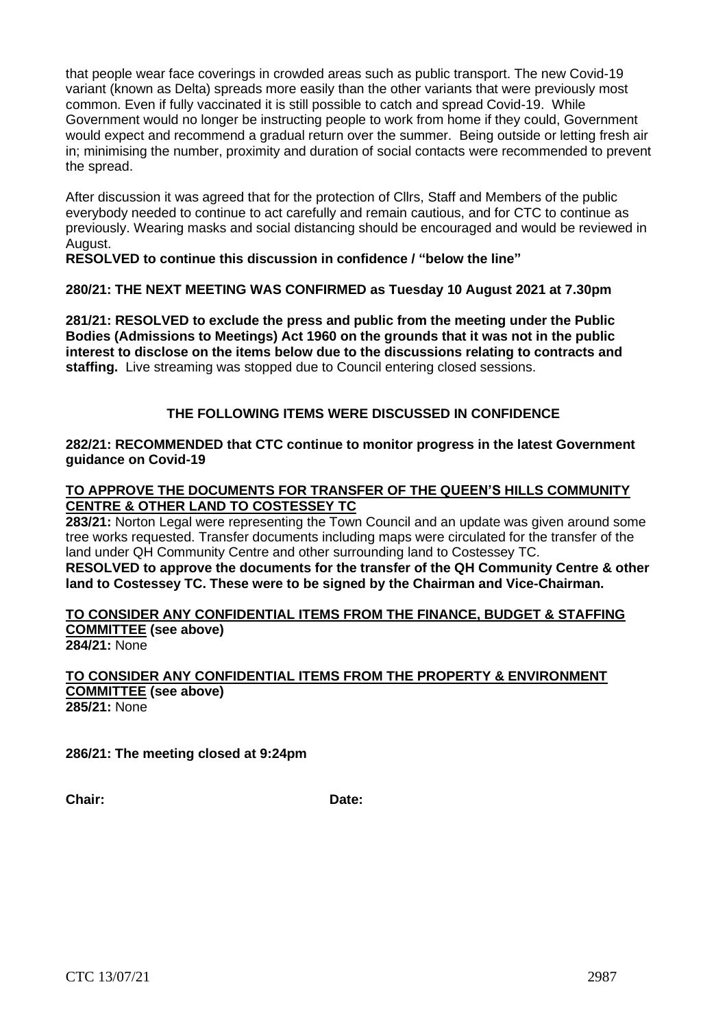that people wear face coverings in crowded areas such as public transport. The new Covid-19 variant (known as Delta) spreads more easily than the other variants that were previously most common. Even if fully vaccinated it is still possible to catch and spread Covid-19. While Government would no longer be instructing people to work from home if they could, Government would expect and recommend a gradual return over the summer. Being outside or letting fresh air in; minimising the number, proximity and duration of social contacts were recommended to prevent the spread.

After discussion it was agreed that for the protection of Cllrs, Staff and Members of the public everybody needed to continue to act carefully and remain cautious, and for CTC to continue as previously. Wearing masks and social distancing should be encouraged and would be reviewed in August.

**RESOLVED to continue this discussion in confidence / "below the line"**

**280/21: THE NEXT MEETING WAS CONFIRMED as Tuesday 10 August 2021 at 7.30pm**

**281/21: RESOLVED to exclude the press and public from the meeting under the Public Bodies (Admissions to Meetings) Act 1960 on the grounds that it was not in the public interest to disclose on the items below due to the discussions relating to contracts and staffing.** Live streaming was stopped due to Council entering closed sessions.

**THE FOLLOWING ITEMS WERE DISCUSSED IN CONFIDENCE**

**282/21: RECOMMENDED that CTC continue to monitor progress in the latest Government guidance on Covid-19**

**TO APPROVE THE DOCUMENTS FOR TRANSFER OF THE QUEEN'S HILLS COMMUNITY CENTRE & OTHER LAND TO COSTESSEY TC**

**283/21:** Norton Legal were representing the Town Council and an update was given around some tree works requested. Transfer documents including maps were circulated for the transfer of the land under QH Community Centre and other surrounding land to Costessey TC.

**RESOLVED to approve the documents for the transfer of the QH Community Centre & other land to Costessey TC. These were to be signed by the Chairman and Vice-Chairman.**

**TO CONSIDER ANY CONFIDENTIAL ITEMS FROM THE FINANCE, BUDGET & STAFFING COMMITTEE (see above)**

**284/21:** None

**TO CONSIDER ANY CONFIDENTIAL ITEMS FROM THE PROPERTY & ENVIRONMENT COMMITTEE (see above)**

**285/21:** None

**286/21: The meeting closed at 9:24pm**

**Chair:** **Date:**